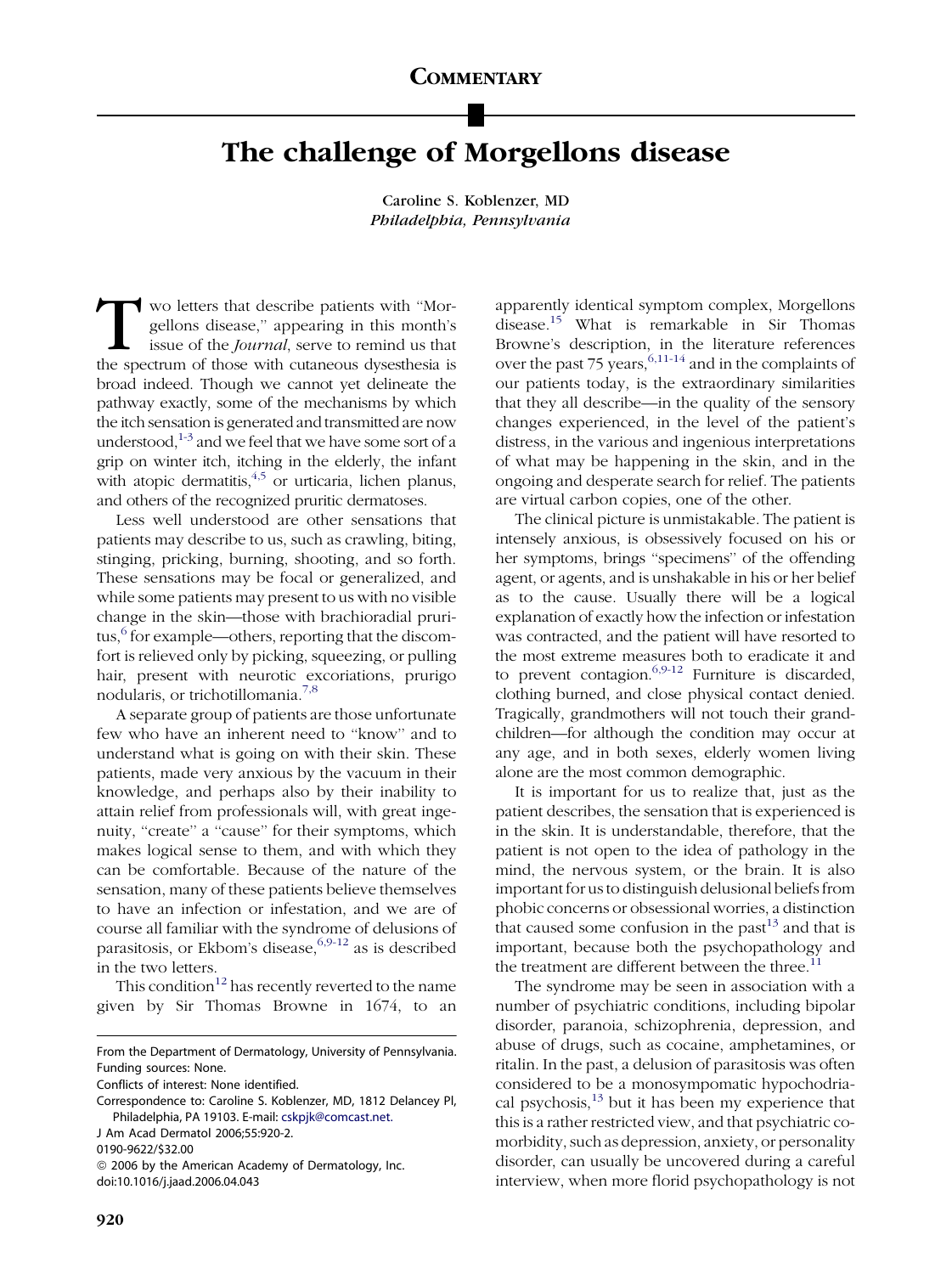## COMMENTARY

# The challenge of Morgellons disease

Caroline S. Koblenzer, MD
*Philadelphia, Pennsylvania*

Two letters that describe patients with "Morgellons disease," appearing in this month's issue of the *Journal*, serve to remind us that the spectrum of those with cutaneous dysesthesia is broad indeed. Though we cannot yet delineate the pathway exactly, some of the mechanisms by which the itch sensation is generated and transmitted are now understood,[1-3] and we feel that we have some sort of a grip on winter itch, itching in the elderly, the infant with atopic dermatitis,[4,5] or urticaria, lichen planus, and others of the recognized pruritic dermatoses.

Less well understood are other sensations that patients may describe to us, such as crawling, biting, stinging, pricking, burning, shooting, and so forth. These sensations may be focal or generalized, and while some patients may present to us with no visible change in the skin—those with brachioradial pruritus,[6] for example—others, reporting that the discomfort is relieved only by picking, squeezing, or pulling hair, present with neurotic excoriations, prurigo nodularis, or trichotillomania.[7,8]

A separate group of patients are those unfortunate few who have an inherent need to "know" and to understand what is going on with their skin. These patients, made very anxious by the vacuum in their knowledge, and perhaps also by their inability to attain relief from professionals will, with great ingenuity, "create" a "cause" for their symptoms, which makes logical sense to them, and with which they can be comfortable. Because of the nature of the sensation, many of these patients believe themselves to have an infection or infestation, and we are of course all familiar with the syndrome of delusions of parasitosis, or Ekbom's disease,[6,9-12] as is described in the two letters.

This condition[12] has recently reverted to the name given by Sir Thomas Browne in 1674, to an apparently identical symptom complex, Morgellons disease.[15] What is remarkable in Sir Thomas Browne's description, in the literature references over the past 75 years,[6,11-14] and in the complaints of our patients today, is the extraordinary similarities that they all describe—in the quality of the sensory changes experienced, in the level of the patient's distress, in the various and ingenious interpretations of what may be happening in the skin, and in the ongoing and desperate search for relief. The patients are virtual carbon copies, one of the other.

The clinical picture is unmistakable. The patient is intensely anxious, is obsessively focused on his or her symptoms, brings "specimens" of the offending agent, or agents, and is unshakable in his or her belief as to the cause. Usually there will be a logical explanation of exactly how the infection or infestation was contracted, and the patient will have resorted to the most extreme measures both to eradicate it and to prevent contagion.[6,9-12] Furniture is discarded, clothing burned, and close physical contact denied. Tragically, grandmothers will not touch their grandchildren—for although the condition may occur at any age, and in both sexes, elderly women living alone are the most common demographic.

It is important for us to realize that, just as the patient describes, the sensation that is experienced is in the skin. It is understandable, therefore, that the patient is not open to the idea of pathology in the mind, the nervous system, or the brain. It is also important for us to distinguish delusional beliefs from phobic concerns or obsessional worries, a distinction that caused some confusion in the past[13] and that is important, because both the psychopathology and the treatment are different between the three.[11]

The syndrome may be seen in association with a number of psychiatric conditions, including bipolar disorder, paranoia, schizophrenia, depression, and abuse of drugs, such as cocaine, amphetamines, or ritalin. In the past, a delusion of parasitosis was often considered to be a monosympomatic hypochondriacal psychosis,[13] but it has been my experience that this is a rather restricted view, and that psychiatric comorbidity, such as depression, anxiety, or personality disorder, can usually be uncovered during a careful interview, when more florid psychopathology is not

From the Department of Dermatology, University of Pennsylvania.
Funding sources: None.
Conflicts of interest: None identified.
Correspondence to: Caroline S. Koblenzer, MD, 1812 Delancey Pl, Philadelphia, PA 19103. E-mail: cskpjk@comcast.net.
J Am Acad Dermatol 2006;55:920-2.
0190-9622/$32.00
© 2006 by the American Academy of Dermatology, Inc.
doi:10.1016/j.jaad.2006.04.043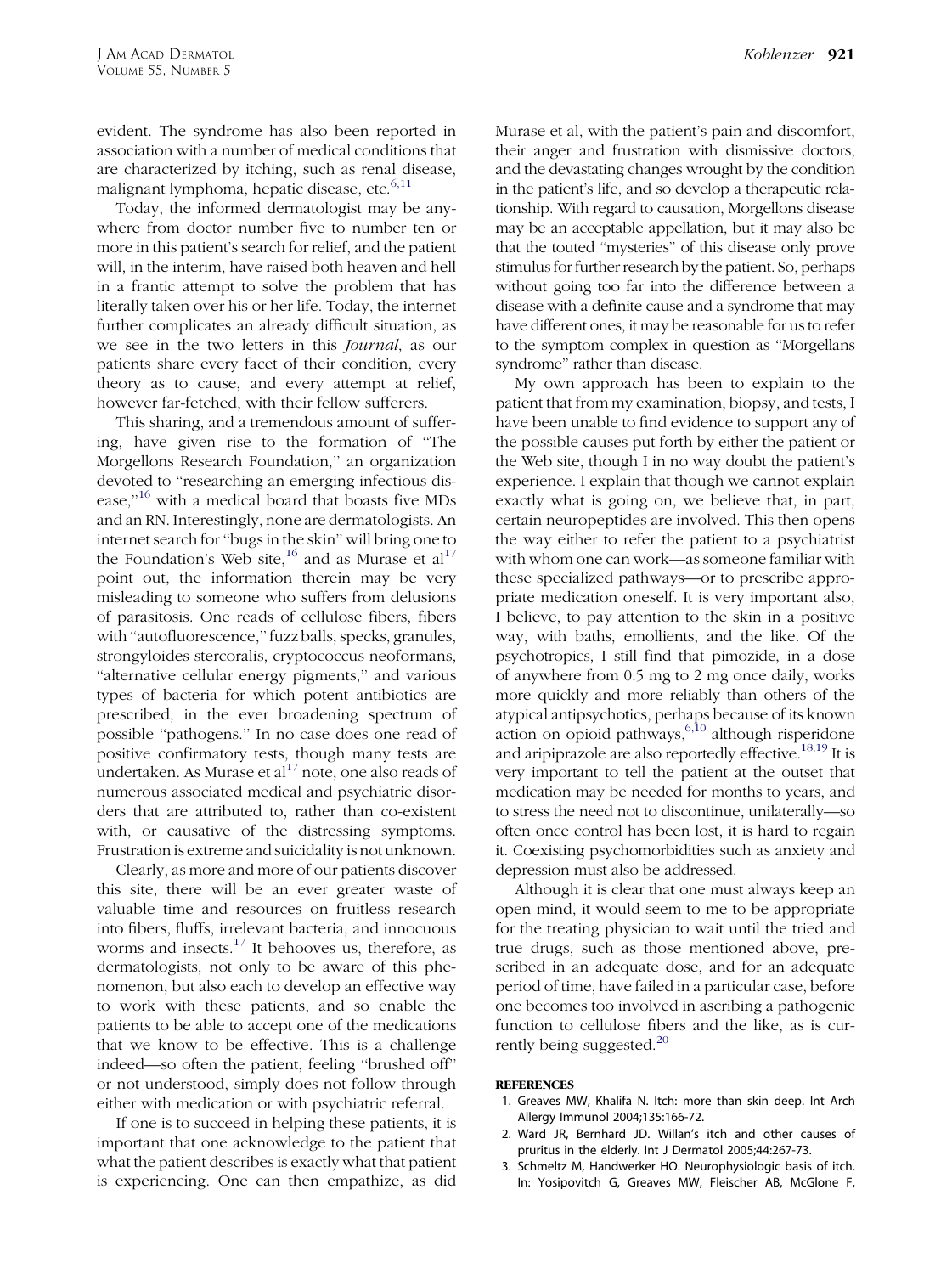evident. The syndrome has also been reported in association with a number of medical conditions that are characterized by itching, such as renal disease, malignant lymphoma, hepatic disease, etc.[6,11]

Today, the informed dermatologist may be anywhere from doctor number five to number ten or more in this patient's search for relief, and the patient will, in the interim, have raised both heaven and hell in a frantic attempt to solve the problem that has literally taken over his or her life. Today, the internet further complicates an already difficult situation, as we see in the two letters in this *Journal*, as our patients share every facet of their condition, every theory as to cause, and every attempt at relief, however far-fetched, with their fellow sufferers.

This sharing, and a tremendous amount of suffering, have given rise to the formation of "The Morgellons Research Foundation," an organization devoted to "researching an emerging infectious disease,"[16] with a medical board that boasts five MDs and an RN. Interestingly, none are dermatologists. An internet search for "bugs in the skin" will bring one to the Foundation's Web site,[16] and as Murase et al[17] point out, the information therein may be very misleading to someone who suffers from delusions of parasitosis. One reads of cellulose fibers, fibers with "autofluorescence," fuzz balls, specks, granules, strongyloides stercoralis, cryptococcus neoformans, "alternative cellular energy pigments," and various types of bacteria for which potent antibiotics are prescribed, in the ever broadening spectrum of possible "pathogens." In no case does one read of positive confirmatory tests, though many tests are undertaken. As Murase et al[17] note, one also reads of numerous associated medical and psychiatric disorders that are attributed to, rather than co-existent with, or causative of the distressing symptoms. Frustration is extreme and suicidality is not unknown.

Clearly, as more and more of our patients discover this site, there will be an ever greater waste of valuable time and resources on fruitless research into fibers, fluffs, irrelevant bacteria, and innocuous worms and insects.[17] It behooves us, therefore, as dermatologists, not only to be aware of this phenomenon, but also each to develop an effective way to work with these patients, and so enable the patients to be able to accept one of the medications that we know to be effective. This is a challenge indeed—so often the patient, feeling "brushed off" or not understood, simply does not follow through either with medication or with psychiatric referral.

If one is to succeed in helping these patients, it is important that one acknowledge to the patient that what the patient describes is exactly what that patient is experiencing. One can then empathize, as did Murase et al, with the patient's pain and discomfort, their anger and frustration with dismissive doctors, and the devastating changes wrought by the condition in the patient's life, and so develop a therapeutic relationship. With regard to causation, Morgellons disease may be an acceptable appellation, but it may also be that the touted "mysteries" of this disease only prove stimulus for further research by the patient. So, perhaps without going too far into the difference between a disease with a definite cause and a syndrome that may have different ones, it may be reasonable for us to refer to the symptom complex in question as "Morgellans syndrome" rather than disease.

My own approach has been to explain to the patient that from my examination, biopsy, and tests, I have been unable to find evidence to support any of the possible causes put forth by either the patient or the Web site, though I in no way doubt the patient's experience. I explain that though we cannot explain exactly what is going on, we believe that, in part, certain neuropeptides are involved. This then opens the way either to refer the patient to a psychiatrist with whom one can work—as someone familiar with these specialized pathways—or to prescribe appropriate medication oneself. It is very important also, I believe, to pay attention to the skin in a positive way, with baths, emollients, and the like. Of the psychotropics, I still find that pimozide, in a dose of anywhere from 0.5 mg to 2 mg once daily, works more quickly and more reliably than others of the atypical antipsychotics, perhaps because of its known action on opioid pathways,[6,10] although risperidone and aripiprazole are also reportedly effective.[18,19] It is very important to tell the patient at the outset that medication may be needed for months to years, and to stress the need not to discontinue, unilaterally—so often once control has been lost, it is hard to regain it. Coexisting psychomorbidities such as anxiety and depression must also be addressed.

Although it is clear that one must always keep an open mind, it would seem to me to be appropriate for the treating physician to wait until the tried and true drugs, such as those mentioned above, prescribed in an adequate dose, and for an adequate period of time, have failed in a particular case, before one becomes too involved in ascribing a pathogenic function to cellulose fibers and the like, as is currently being suggested.[20]

## REFERENCES

1. Greaves MW, Khalifa N. Itch: more than skin deep. Int Arch Allergy Immunol 2004;135:166-72.
2. Ward JR, Bernhard JD. Willan's itch and other causes of pruritus in the elderly. Int J Dermatol 2005;44:267-73.
3. Schmeltz M, Handwerker HO. Neurophysiologic basis of itch. In: Yosipovitch G, Greaves MW, Fleischer AB, McGlone F,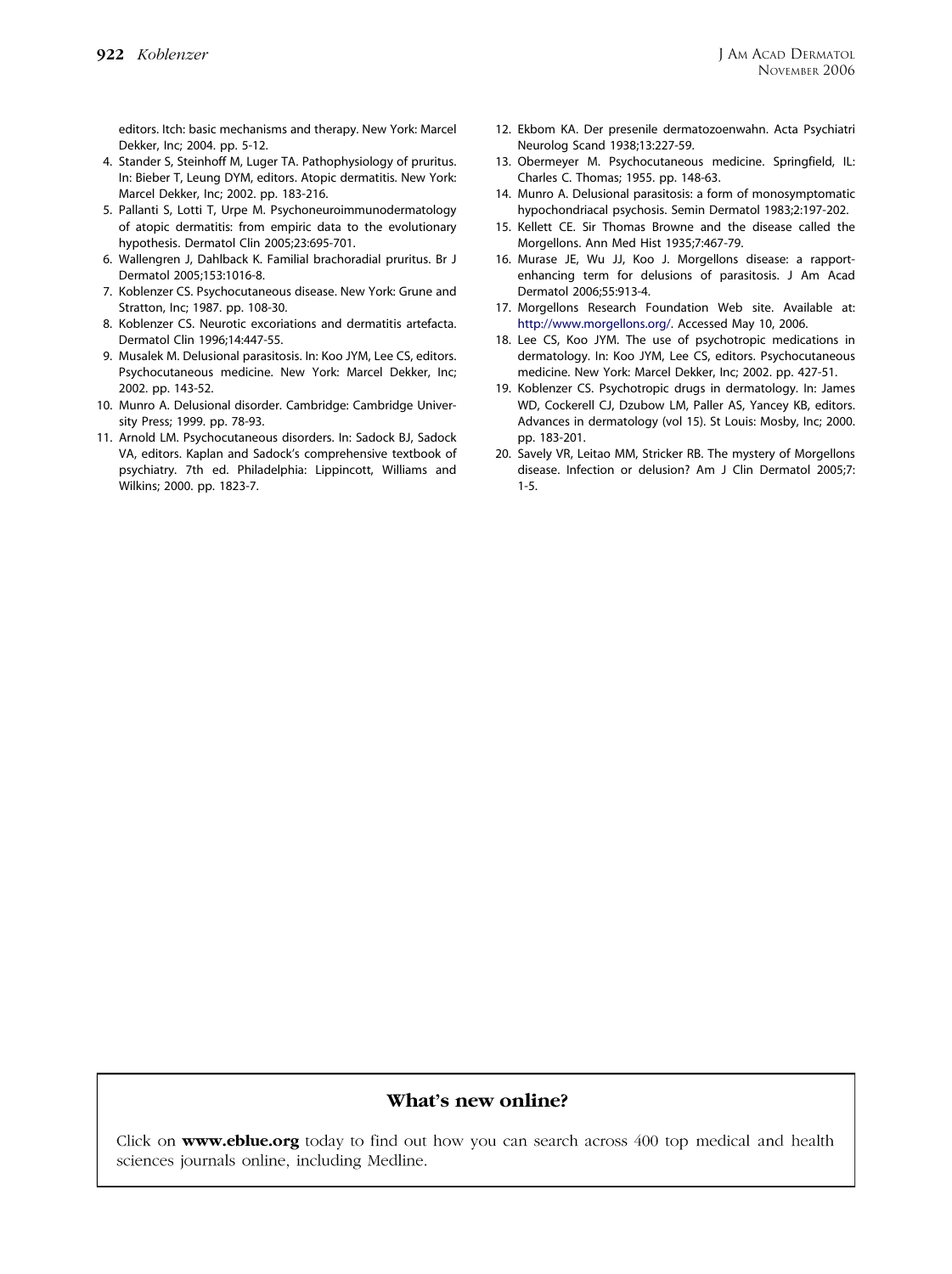editors. Itch: basic mechanisms and therapy. New York: Marcel Dekker, Inc; 2004. pp. 5-12.

4. Stander S, Steinhoff M, Luger TA. Pathophysiology of pruritus. In: Bieber T, Leung DYM, editors. Atopic dermatitis. New York: Marcel Dekker, Inc; 2002. pp. 183-216.
5. Pallanti S, Lotti T, Urpe M. Psychoneuroimmunodermatology of atopic dermatitis: from empiric data to the evolutionary hypothesis. Dermatol Clin 2005;23:695-701.
6. Wallengren J, Dahlback K. Familial brachoradial pruritus. Br J Dermatol 2005;153:1016-8.
7. Koblenzer CS. Psychocutaneous disease. New York: Grune and Stratton, Inc; 1987. pp. 108-30.
8. Koblenzer CS. Neurotic excoriations and dermatitis artefacta. Dermatol Clin 1996;14:447-55.
9. Musalek M. Delusional parasitosis. In: Koo JYM, Lee CS, editors. Psychocutaneous medicine. New York: Marcel Dekker, Inc; 2002. pp. 143-52.
10. Munro A. Delusional disorder. Cambridge: Cambridge University Press; 1999. pp. 78-93.
11. Arnold LM. Psychocutaneous disorders. In: Sadock BJ, Sadock VA, editors. Kaplan and Sadock's comprehensive textbook of psychiatry. 7th ed. Philadelphia: Lippincott, Williams and Wilkins; 2000. pp. 1823-7.
12. Ekbom KA. Der presenile dermatozoenwahn. Acta Psychiatri Neurolog Scand 1938;13:227-59.
13. Obermeyer M. Psychocutaneous medicine. Springfield, IL: Charles C. Thomas; 1955. pp. 148-63.
14. Munro A. Delusional parasitosis: a form of monosymptomatic hypochondriacal psychosis. Semin Dermatol 1983;2:197-202.
15. Kellett CE. Sir Thomas Browne and the disease called the Morgellons. Ann Med Hist 1935;7:467-79.
16. Murase JE, Wu JJ, Koo J. Morgellons disease: a rapport-enhancing term for delusions of parasitosis. J Am Acad Dermatol 2006;55:913-4.
17. Morgellons Research Foundation Web site. Available at: http://www.morgellons.org/. Accessed May 10, 2006.
18. Lee CS, Koo JYM. The use of psychotropic medications in dermatology. In: Koo JYM, Lee CS, editors. Psychocutaneous medicine. New York: Marcel Dekker, Inc; 2002. pp. 427-51.
19. Koblenzer CS. Psychotropic drugs in dermatology. In: James WD, Cockerell CJ, Dzubow LM, Paller AS, Yancey KB, editors. Advances in dermatology (vol 15). St Louis: Mosby, Inc; 2000. pp. 183-201.
20. Savely VR, Leitao MM, Stricker RB. The mystery of Morgellons disease. Infection or delusion? Am J Clin Dermatol 2005;7:1-5.

## What's new online?

Click on **www.eblue.org** today to find out how you can search across 400 top medical and health sciences journals online, including Medline.